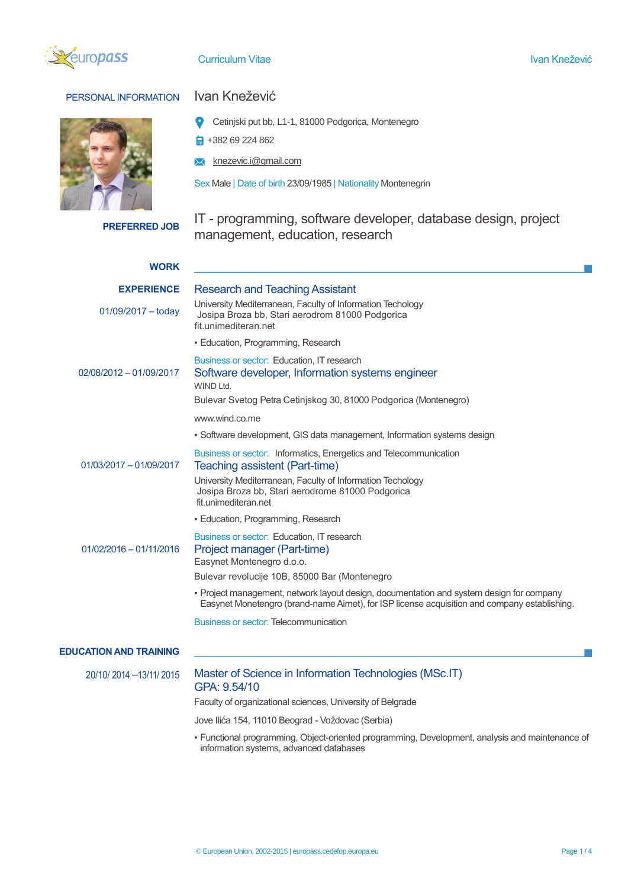## PERSONAL INFORMATION

# Ivan Knežević

Cetinjski put bb, L1-1, 81000 Podgorica, Montenegro

+382 69 224 862

knezevic.i@gmail.com

Sex Male | Date of birth 23/09/1985 | Nationality Montenegrin

## PREFERRED JOB

IT - programming, software developer, database design, project management, education, research

## WORK EXPERIENCE

**01/09/2017 – today**

### Research and Teaching Assistant

University Mediterranean, Faculty of Information Techology
Josipa Broza bb, Stari aerodrom 81000 Podgorica
fit.unimediteran.net

- Education, Programming, Research

Business or sector: Education, IT research

**02/08/2012 – 01/09/2017**

### Software developer, Information systems engineer

WIND Ltd.

Bulevar Svetog Petra Cetinjskog 30, 81000 Podgorica (Montenegro)

www.wind.co.me

- Software development, GIS data management, Information systems design

Business or sector: Informatics, Energetics and Telecommunication

**01/03/2017 – 01/09/2017**

### Teaching assistant (Part-time)

University Mediterranean, Faculty of Information Techology
Josipa Broza bb, Stari aerodrome 81000 Podgorica
fit.unimediteran.net

- Education, Programming, Research

Business or sector: Education, IT research

**01/02/2016 – 01/11/2016**

### Project manager (Part-time)

Easynet Montenegro d.o.o.

Bulevar revolucije 10B, 85000 Bar (Montenegro

- Project management, network layout design, documentation and system design for company Easynet Monetengro (brand-name Aimet), for ISP license acquisition and company establishing.

Business or sector: Telecommunication

## EDUCATION AND TRAINING

**20/10/ 2014 –13/11/ 2015**

### Master of Science in Information Technologies (MSc.IT)
### GPA: 9.54/10

Faculty of organizational sciences, University of Belgrade

Jove Ilića 154, 11010 Beograd - Voždovac (Serbia)

- Functional programming, Object-oriented programming, Development, analysis and maintenance of information systems, advanced databases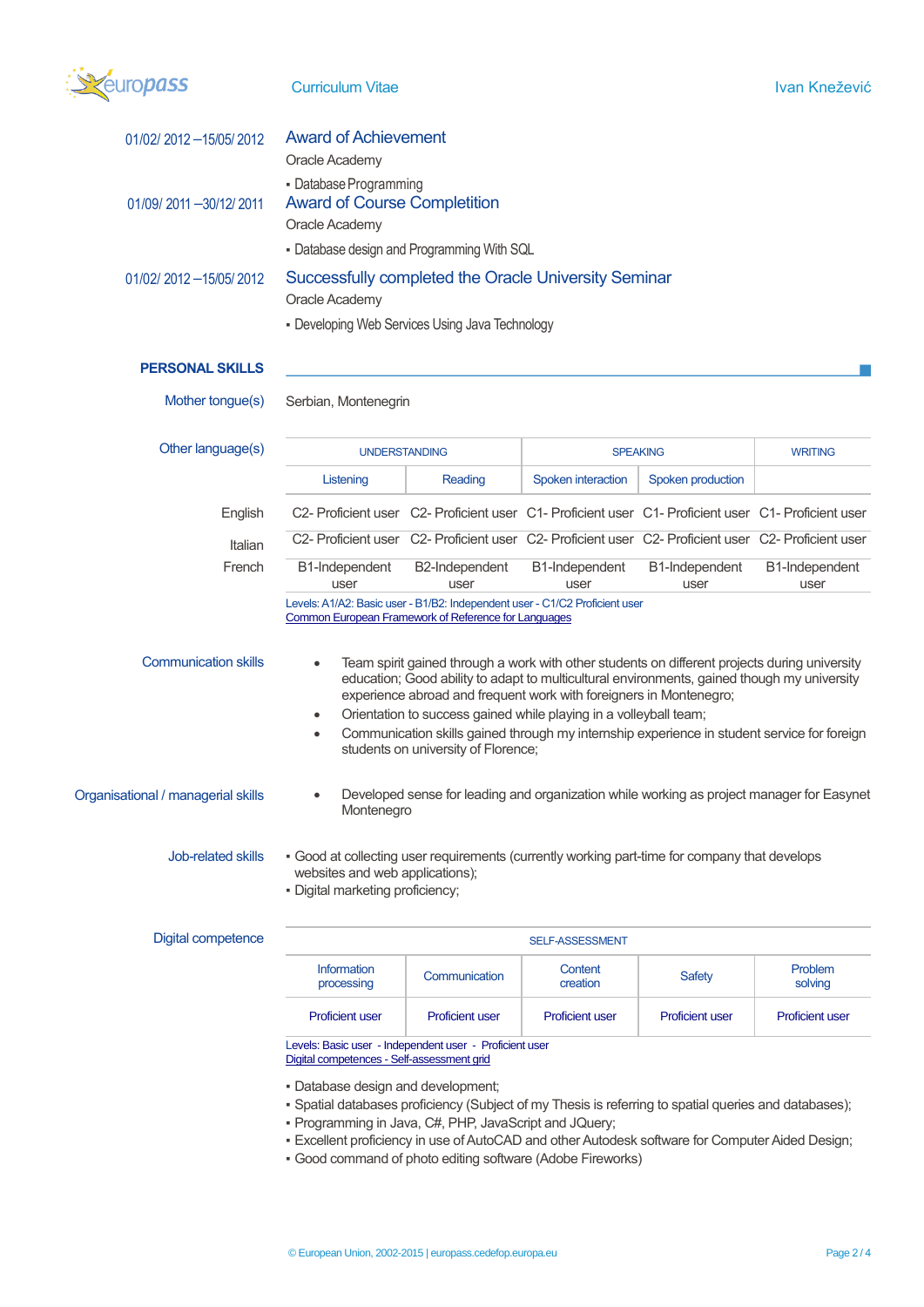01/02/ 2012 –15/05/ 2012

### Award of Achievement

Oracle Academy

- Database Programming

01/09/ 2011 –30/12/ 2011

### Award of Course Completion

Oracle Academy

- Database design and Programming With SQL

01/02/ 2012 –15/05/ 2012

### Successfully completed the Oracle University Seminar

Oracle Academy

- Developing Web Services Using Java Technology

## PERSONAL SKILLS

**Mother tongue(s)**

Serbian, Montenegrin

**Other language(s)**

| | UNDERSTANDING | | SPEAKING | | WRITING |
|---|---|---|---|---|---|
| | Listening | Reading | Spoken interaction | Spoken production | |
| English | C2- Proficient user | C2- Proficient user | C1- Proficient user | C1- Proficient user | C1- Proficient user |
| Italian | C2- Proficient user | C2- Proficient user | C2- Proficient user | C2- Proficient user | C2- Proficient user |
| French | B1-Independent user | B2-Independent user | B1-Independent user | B1-Independent user | B1-Independent user |

Levels: A1/A2: Basic user - B1/B2: Independent user - C1/C2 Proficient user
Common European Framework of Reference for Languages

**Communication skills**

- Team spirit gained through a work with other students on different projects during university education; Good ability to adapt to multicultural environments, gained though my university experience abroad and frequent work with foreigners in Montenegro;
- Orientation to success gained while playing in a volleyball team;
- Communication skills gained through my internship experience in student service for foreign students on university of Florence;

**Organisational / managerial skills**

- Developed sense for leading and organization while working as project manager for Easynet Montenegro

**Job-related skills**

- Good at collecting user requirements (currently working part-time for company that develops websites and web applications);
- Digital marketing proficiency;

**Digital competence**

| SELF-ASSESSMENT | | | | |
|---|---|---|---|---|
| Information processing | Communication | Content creation | Safety | Problem solving |
| Proficient user | Proficient user | Proficient user | Proficient user | Proficient user |

Levels: Basic user - Independent user - Proficient user
Digital competences - Self-assessment grid

- Database design and development;
- Spatial databases proficiency (Subject of my Thesis is referring to spatial queries and databases);
- Programming in Java, C#, PHP, JavaScript and JQuery;
- Excellent proficiency in use of AutoCAD and other Autodesk software for Computer Aided Design;
- Good command of photo editing software (Adobe Fireworks)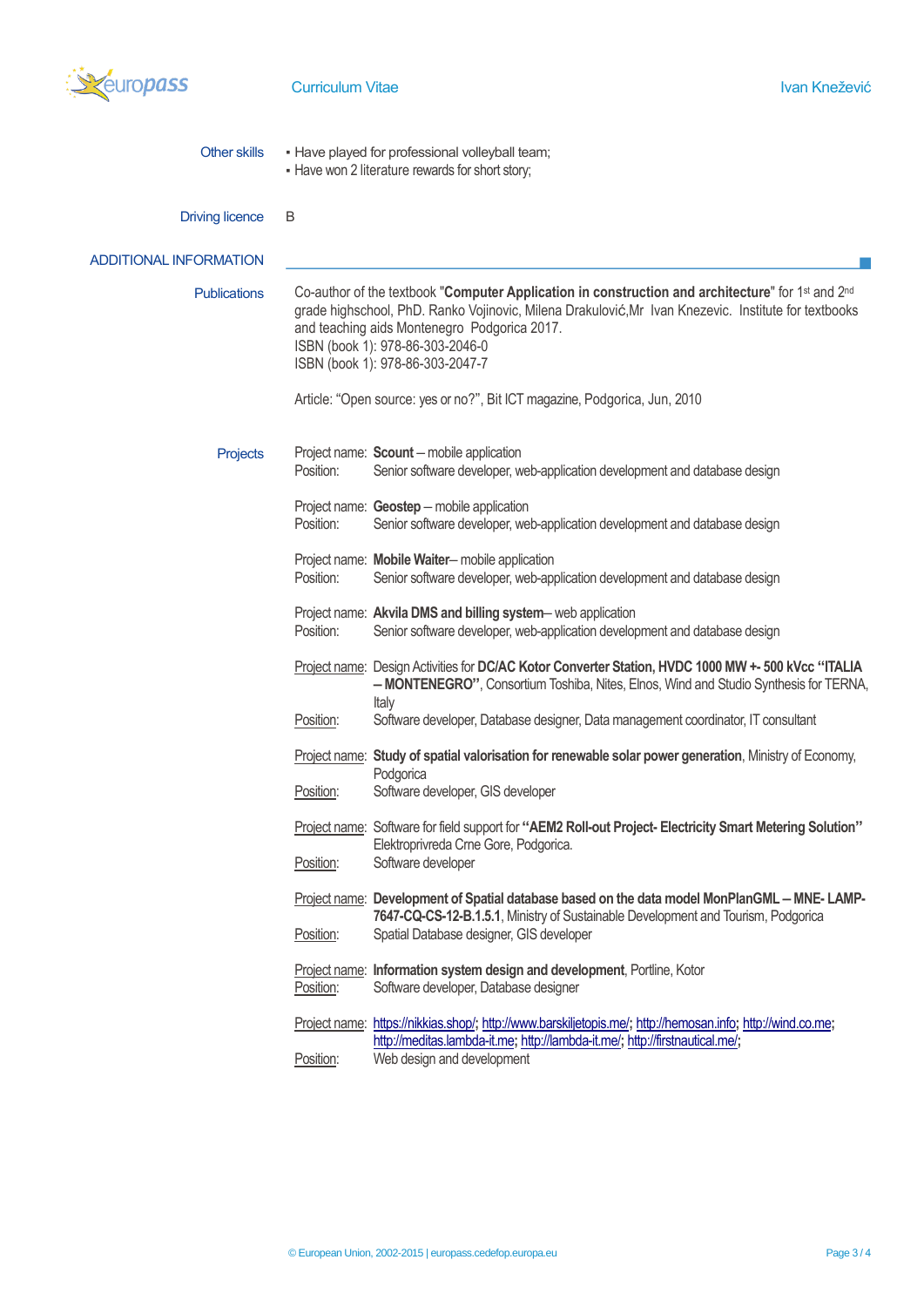**Other skills**

- Have played for professional volleyball team;
- Have won 2 literature rewards for short story;

**Driving licence**

B

## ADDITIONAL INFORMATION

**Publications**

Co-author of the textbook "**Computer Application in construction and architecture**" for 1st and 2nd grade highschool, PhD. Ranko Vojinovic, Milena Drakulović,Mr Ivan Knezevic. Institute for textbooks and teaching aids Montenegro Podgorica 2017.
ISBN (book 1): 978-86-303-2046-0
ISBN (book 1): 978-86-303-2047-7

Article: "Open source: yes or no?", Bit ICT magazine, Podgorica, Jun, 2010

**Projects**

Project name: **Scount** – mobile application
Position: Senior software developer, web-application development and database design

Project name: **Geostep** – mobile application
Position: Senior software developer, web-application development and database design

Project name: **Mobile Waiter**– mobile application
Position: Senior software developer, web-application development and database design

Project name: **Akvila DMS and billing system**– web application
Position: Senior software developer, web-application development and database design

Project name: Design Activities for **DC/AC Kotor Converter Station, HVDC 1000 MW +- 500 kVcc "ITALIA – MONTENEGRO"**, Consortium Toshiba, Nites, Elnos, Wind and Studio Synthesis for TERNA, Italy
Position: Software developer, Database designer, Data management coordinator, IT consultant

Project name: **Study of spatial valorisation for renewable solar power generation**, Ministry of Economy, Podgorica
Position: Software developer, GIS developer

Project name: Software for field support for **"AEM2 Roll-out Project- Electricity Smart Metering Solution"** Elektroprivreda Crne Gore, Podgorica.
Position: Software developer

Project name: **Development of Spatial database based on the data model MonPlanGML – MNE- LAMP-7647-CQ-CS-12-B.1.5.1**, Ministry of Sustainable Development and Tourism, Podgorica
Position: Spatial Database designer, GIS developer

Project name: **Information system design and development**, Portline, Kotor
Position: Software developer, Database designer

Project name: https://nikkias.shop/; http://www.barskiljetopis.me/; http://hemosan.info; http://wind.co.me; http://meditas.lambda-it.me; http://lambda-it.me/; http://firstnautical.me/;
Position: Web design and development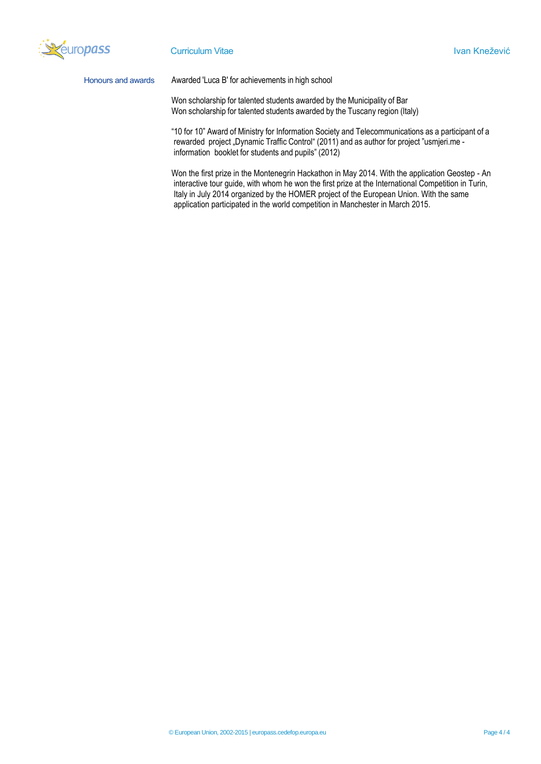## Honours and awards

Awarded 'Luca B' for achievements in high school

Won scholarship for talented students awarded by the Municipality of Bar
Won scholarship for talented students awarded by the Tuscany region (Italy)

“10 for 10” Award of Ministry for Information Society and Telecommunications as a participant of a rewarded project „Dynamic Traffic Control“ (2011) and as author for project ”usmjeri.me - information booklet for students and pupils” (2012)

Won the first prize in the Montenegrin Hackathon in May 2014. With the application Geostep - An interactive tour guide, with whom he won the first prize at the International Competition in Turin, Italy in July 2014 organized by the HOMER project of the European Union. With the same application participated in the world competition in Manchester in March 2015.